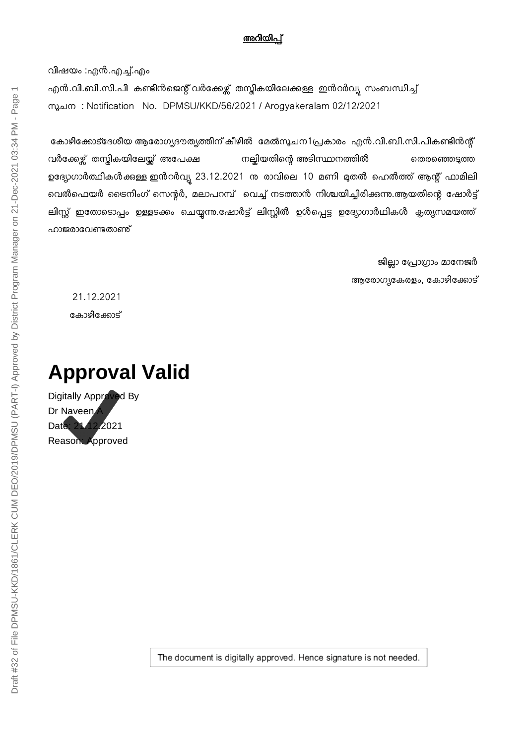**അറിയിപ്പ്**

വിഷയം :എൻ.എച്ച്.എം

എൻ.വി.ബി.സി.പി കണ്ടിൻജെന്റ് വർക്കേഴ്സ് തസ്തികയിലേക്കുള്ള ഇൻറർവ്യൂ സംബന്ധിച്ച്

സൂചന : Notification No. DPMSU/KKD/56/2021 / Arogyakeralam 02/12/2021

കോഴിക്കോട്ദേശീയ ആരോഗ്യദൗത്യത്തിന് കീഴിൽ മേൽസൂചന1പ്രകാരം എൻ.വി.ബി.സി.പികണ്ടിൻജന്റ് വർക്കേഴ്സ് തസ്തികയിലേയ്ക്ക് അപേക്ഷ നല്കിയതിന്റെ അടിസ്ഥാനത്തിൽ തെരഞ്ഞെടുത്ത ഉദ്യോഗാർത്ഥികൾക്കുള്ള ഇൻറർവ്യൂ 23.12.2021 ന രാവിലെ 10 മണി മുതൽ ഹെൽത്ത് ആന്റ് ഫാമിലി വെൽഫെയർ ട്രൈനിംഗ് സെന്റർ, മലാപറമ്പ് വെച്ച് നടത്താൻ നിശ്ചയിച്ചിരിക്കുന്നു.ആയതിന്റെ ഷോർട്ട് ലിസ്റ്റ് ഇതോടൊപ്പം ഉള്ളടക്കം ചെയ്യുന്നു.ഷോർട്ട് ലിസ്റ്റിൽ ഉൾപ്പെട്ട ഉദ്യോഗാർഥികൾ കൃത്യസമയത്ത് ഹാജരാവേണ്ടതാണ്

ജില്ലാ പ്രോഗ്രാം മാനേജർ

ആരോഗ്യകേരളം, കോഴിക്കോട്

21.12.2021

കോഴിക്കോട്

# Approval Valid

Digitally Approved By
Dr Naveen A
Date: 21.12.2021
Reason: Approved

The document is digitally approved. Hence signature is not needed.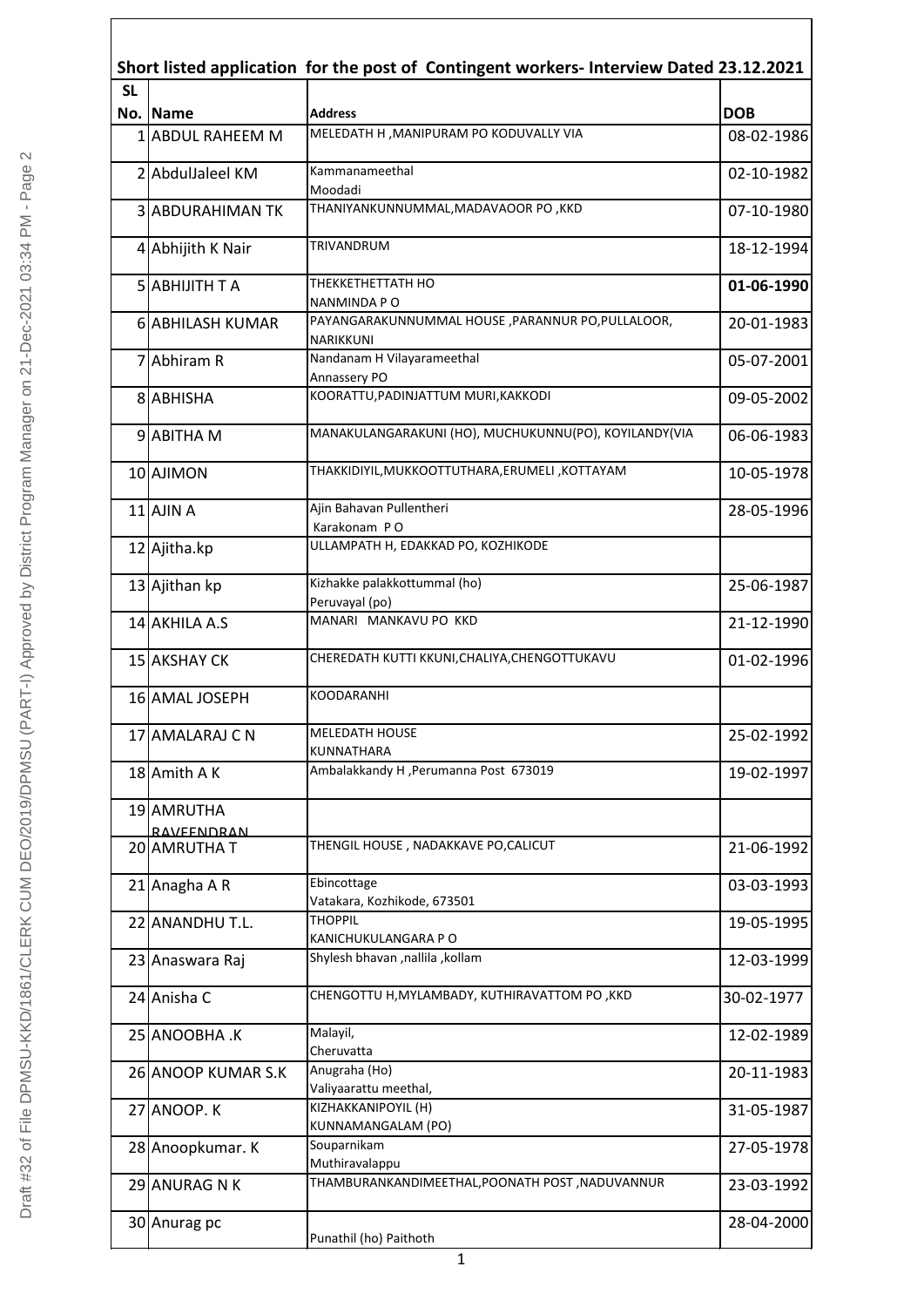## Short listed application for the post of Contingent workers- Interview Dated 23.12.2021

| SL No. | Name | Address | DOB |
|---|---|---|---|
| 1 | ABDUL RAHEEM M | MELEDATH H ,MANIPURAM PO KODUVALLY VIA | 08-02-1986 |
| 2 | AbdulJaleel KM | Kammanameethal Moodadi | 02-10-1982 |
| 3 | ABDURAHIMAN TK | THANIYANKUNNUMMAL,MADAVAOOR PO ,KKD | 07-10-1980 |
| 4 | Abhijith K Nair | TRIVANDRUM | 18-12-1994 |
| 5 | ABHIJITH T A | THEKKETHETTATH HO NANMINDA P O | **01-06-1990** |
| 6 | ABHILASH KUMAR | PAYANGARAKUNNUMMAL HOUSE ,PARANNUR PO,PULLALOOR, NARIKKUNI | 20-01-1983 |
| 7 | Abhiram R | Nandanam H Vilayarameethal Annassery PO | 05-07-2001 |
| 8 | ABHISHA | KOORATTU,PADINJATTUM MURI,KAKKODI | 09-05-2002 |
| 9 | ABITHA M | MANAKULANGARAKUNI (HO), MUCHUKUNNU(PO), KOYILANDY(VIA | 06-06-1983 |
| 10 | AJIMON | THAKKIDIYIL,MUKKOOTTUTHARA,ERUMELI ,KOTTAYAM | 10-05-1978 |
| 11 | AJIN A | Ajin Bahavan Pullentheri Karakonam P O | 28-05-1996 |
| 12 | Ajitha.kp | ULLAMPATH H, EDAKKAD PO, KOZHIKODE | |
| 13 | Ajithan kp | Kizhakke palakkottummal (ho) Peruvayal (po) | 25-06-1987 |
| 14 | AKHILA A.S | MANARI MANKAVU PO KKD | 21-12-1990 |
| 15 | AKSHAY CK | CHEREDATH KUTTI KKUNI,CHALIYA,CHENGOTTUKAVU | 01-02-1996 |
| 16 | AMAL JOSEPH | KOODARANHI | |
| 17 | AMALARAJ C N | MELEDATH HOUSE KUNNATHARA | 25-02-1992 |
| 18 | Amith A K | Ambalakkandy H ,Perumanna Post 673019 | 19-02-1997 |
| 19 | AMRUTHA RAVEENDRAN | | |
| 20 | AMRUTHA T | THENGIL HOUSE , NADAKKAVE PO,CALICUT | 21-06-1992 |
| 21 | Anagha A R | Ebincottage Vatakara, Kozhikode, 673501 | 03-03-1993 |
| 22 | ANANDHU T.L. | THOPPIL KANICHUKULANGARA P O | 19-05-1995 |
| 23 | Anaswara Raj | Shylesh bhavan ,nallila ,kollam | 12-03-1999 |
| 24 | Anisha C | CHENGOTTU H,MYLAMBADY, KUTHIRAVATTOM PO ,KKD | 30-02-1977 |
| 25 | ANOOBHA .K | Malayil, Cheruvatta | 12-02-1989 |
| 26 | ANOOP KUMAR S.K | Anugraha (Ho) Valiyaarattu meethal, | 20-11-1983 |
| 27 | ANOOP. K | KIZHAKKANIPOYIL (H) KUNNAMANGALAM (PO) | 31-05-1987 |
| 28 | Anoopkumar. K | Souparnikam Muthiravalappu | 27-05-1978 |
| 29 | ANURAG N K | THAMBURANKANDIMEETHAL,POONATH POST ,NADUVANNUR | 23-03-1992 |
| 30 | Anurag pc | Punathil (ho) Paithoth | 28-04-2000 |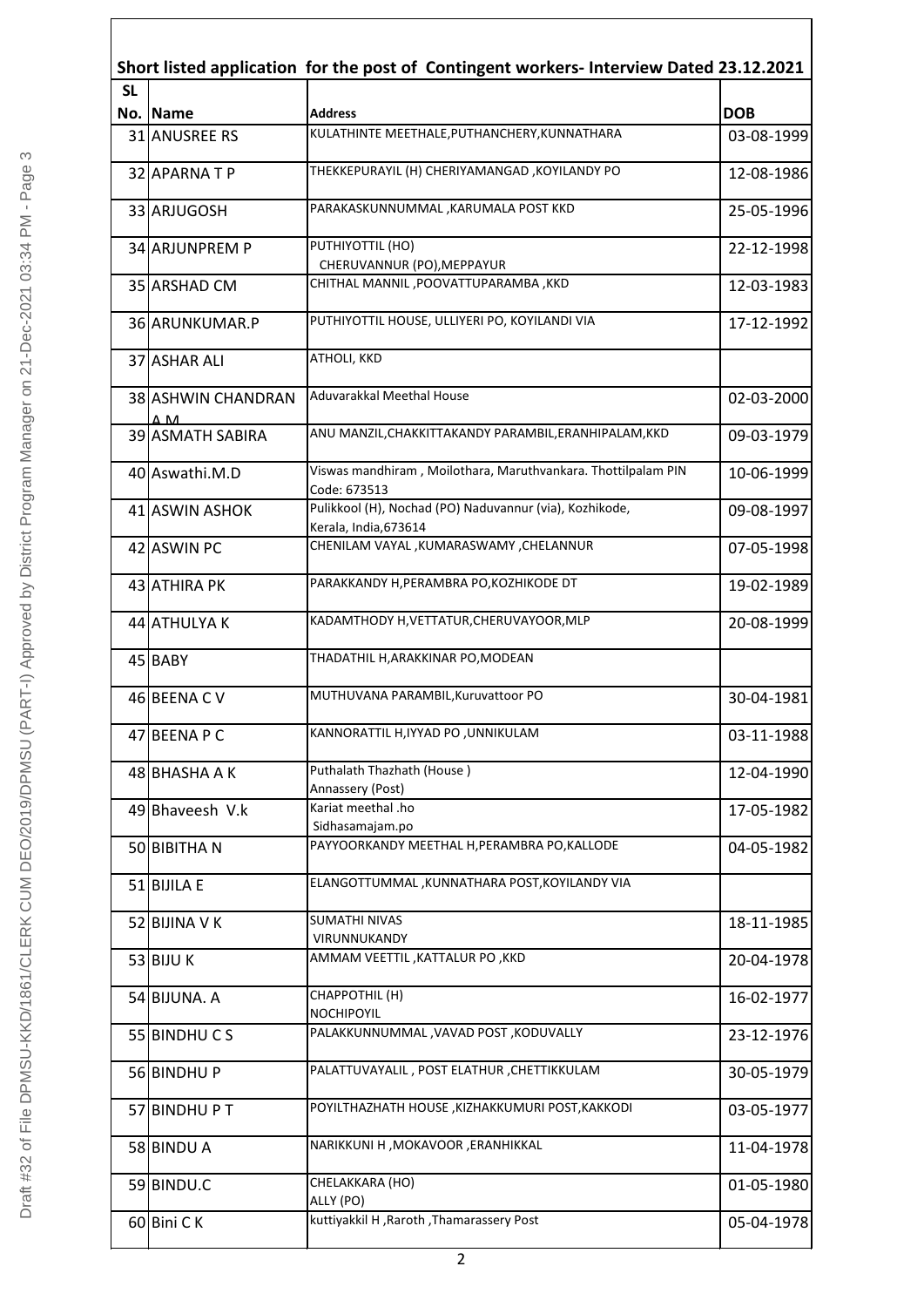**Short listed application for the post of Contingent workers- Interview Dated 23.12.2021**

| SL No. | Name | Address | DOB |
|---|---|---|---|
| 31 | ANUSREE RS | KULATHINTE MEETHALE,PUTHANCHERY,KUNNATHARA | 03-08-1999 |
| 32 | APARNA T P | THEKKEPURAYIL (H) CHERIYAMANGAD ,KOYILANDY PO | 12-08-1986 |
| 33 | ARJUGOSH | PARAKASKUNNUMMAL ,KARUMALA POST KKD | 25-05-1996 |
| 34 | ARJUNPREM P | PUTHIYOTTIL (HO) CHERUVANNUR (PO),MEPPAYUR | 22-12-1998 |
| 35 | ARSHAD CM | CHITHAL MANNIL ,POOVATTUPARAMBA ,KKD | 12-03-1983 |
| 36 | ARUNKUMAR.P | PUTHIYOTTIL HOUSE, ULLIYERI PO, KOYILANDI VIA | 17-12-1992 |
| 37 | ASHAR ALI | ATHOLI, KKD | |
| 38 | ASHWIN CHANDRAN A M | Aduvarakkal Meethal House | 02-03-2000 |
| 39 | ASMATH SABIRA | ANU MANZIL,CHAKKITTAKANDY PARAMBIL,ERANHIPALAM,KKD | 09-03-1979 |
| 40 | Aswathi.M.D | Viswas mandhiram , Moilothara, Maruthvankara. Thottilpalam PIN Code: 673513 | 10-06-1999 |
| 41 | ASWIN ASHOK | Pulikkool (H), Nochad (PO) Naduvannur (via), Kozhikode, Kerala, India,673614 | 09-08-1997 |
| 42 | ASWIN PC | CHENILAM VAYAL ,KUMARASWAMY ,CHELANNUR | 07-05-1998 |
| 43 | ATHIRA PK | PARAKKANDY H,PERAMBRA PO,KOZHIKODE DT | 19-02-1989 |
| 44 | ATHULYA K | KADAMTHODY H,VETTATUR,CHERUVAYOOR,MLP | 20-08-1999 |
| 45 | BABY | THADATHIL H,ARAKKINAR PO,MODEAN | |
| 46 | BEENA C V | MUTHUVANA PARAMBIL,Kuruvattoor PO | 30-04-1981 |
| 47 | BEENA P C | KANNORATTIL H,IYYAD PO ,UNNIKULAM | 03-11-1988 |
| 48 | BHASHA A K | Puthalath Thazhath (House ) Annassery (Post) | 12-04-1990 |
| 49 | Bhaveesh V.k | Kariat meethal .ho Sidhasamajam.po | 17-05-1982 |
| 50 | BIBITHA N | PAYYOORKANDY MEETHAL H,PERAMBRA PO,KALLODE | 04-05-1982 |
| 51 | BIJILA E | ELANGOTTUMMAL ,KUNNATHARA POST,KOYILANDY VIA | |
| 52 | BIJINA V K | SUMATHI NIVAS VIRUNNUKANDY | 18-11-1985 |
| 53 | BIJU K | AMMAM VEETTIL ,KATTALUR PO ,KKD | 20-04-1978 |
| 54 | BIJUNA. A | CHAPPOTHIL (H) NOCHIPOYIL | 16-02-1977 |
| 55 | BINDHU C S | PALAKKUNNUMMAL ,VAVAD POST ,KODUVALLY | 23-12-1976 |
| 56 | BINDHU P | PALATTUVAYALIL , POST ELATHUR ,CHETTIKKULAM | 30-05-1979 |
| 57 | BINDHU P T | POYILTHAZHATH HOUSE ,KIZHAKKUMURI POST,KAKKODI | 03-05-1977 |
| 58 | BINDU A | NARIKKUNI H ,MOKAVOOR ,ERANHIKKAL | 11-04-1978 |
| 59 | BINDU.C | CHELAKKARA (HO) ALLY (PO) | 01-05-1980 |
| 60 | Bini C K | kuttiyakkil H ,Raroth ,Thamarassery Post | 05-04-1978 |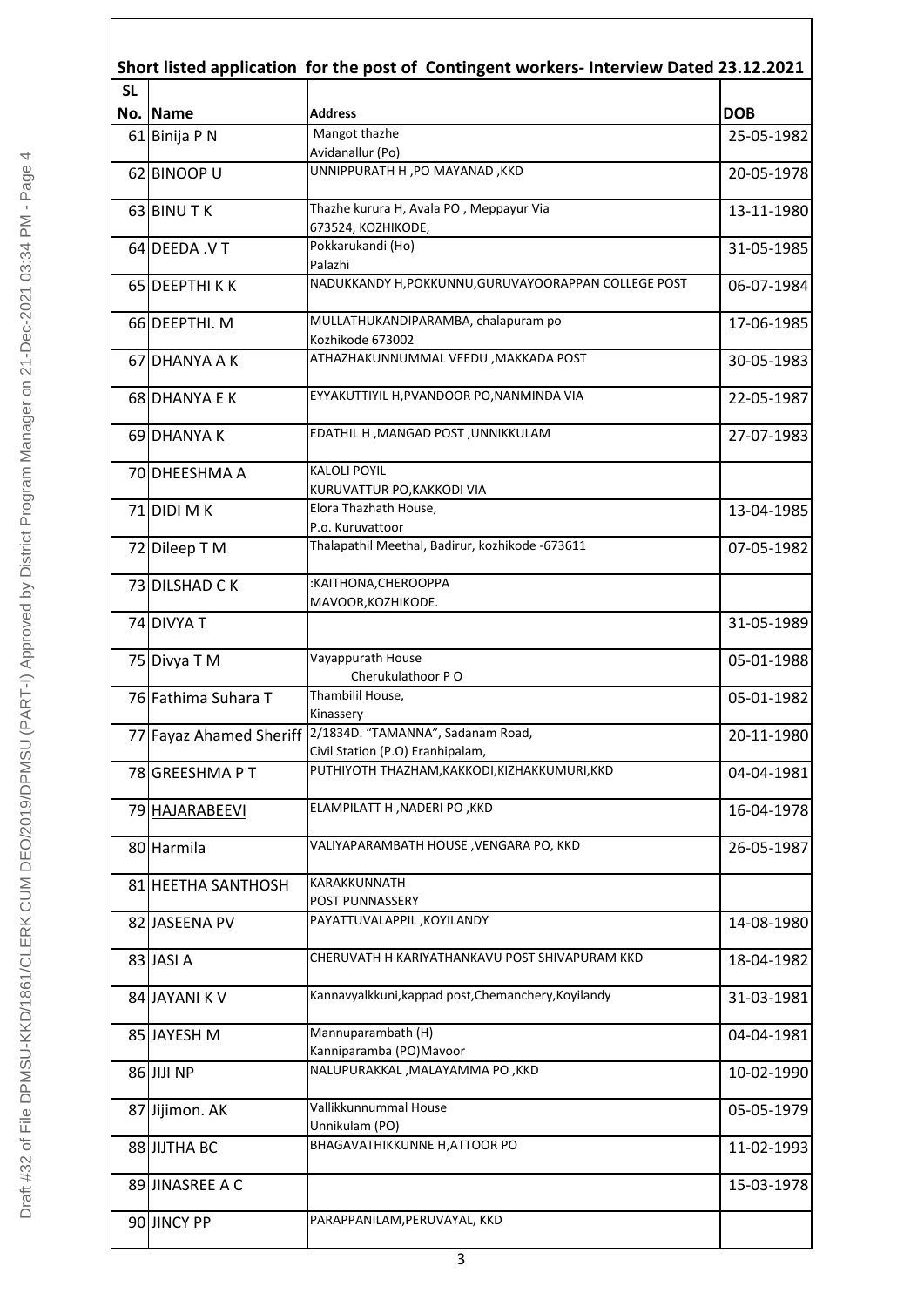## Short listed application for the post of Contingent workers- Interview Dated 23.12.2021

| SL No. | Name | Address | DOB |
|---|---|---|---|
| 61 | Binija P N | Mangot thazhe Avidanallur (Po) | 25-05-1982 |
| 62 | BINOOP U | UNNIPPURATH H ,PO MAYANAD ,KKD | 20-05-1978 |
| 63 | BINU T K | Thazhe kurura H, Avala PO , Meppayur Via 673524, KOZHIKODE, | 13-11-1980 |
| 64 | DEEDA .V T | Pokkarukandi (Ho) Palazhi | 31-05-1985 |
| 65 | DEEPTHI K K | NADUKKANDY H,POKKUNNU,GURUVAYOORAPPAN COLLEGE POST | 06-07-1984 |
| 66 | DEEPTHI. M | MULLATHUKANDIPARAMBA, chalapuram po Kozhikode 673002 | 17-06-1985 |
| 67 | DHANYA A K | ATHAZHAKUNNUMMAL VEEDU ,MAKKADA POST | 30-05-1983 |
| 68 | DHANYA E K | EYYAKUTTIYIL H,PVANDOOR PO,NANMINDA VIA | 22-05-1987 |
| 69 | DHANYA K | EDATHIL H ,MANGAD POST ,UNNIKKULAM | 27-07-1983 |
| 70 | DHEESHMA A | KALOLI POYIL KURUVATTUR PO,KAKKODI VIA | |
| 71 | DIDI M K | Elora Thazhath House, P.o. Kuruvattoor | 13-04-1985 |
| 72 | Dileep T M | Thalapathil Meethal, Badirur, kozhikode -673611 | 07-05-1982 |
| 73 | DILSHAD C K | :KAITHONA,CHEROOPPA MAVOOR,KOZHIKODE. | |
| 74 | DIVYA T | | 31-05-1989 |
| 75 | Divya T M | Vayappurath House Cherukulathoor P O | 05-01-1988 |
| 76 | Fathima Suhara T | Thambilil House, Kinassery | 05-01-1982 |
| 77 | Fayaz Ahamed Sheriff | 2/1834D. "TAMANNA", Sadanam Road, Civil Station (P.O) Eranhipalam, | 20-11-1980 |
| 78 | GREESHMA P T | PUTHIYOTH THAZHAM,KAKKODI,KIZHAKKUMURI,KKD | 04-04-1981 |
| 79 | HAJARABEEVI | ELAMPILATT H ,NADERI PO ,KKD | 16-04-1978 |
| 80 | Harmila | VALIYAPARAMBATH HOUSE ,VENGARA PO, KKD | 26-05-1987 |
| 81 | HEETHA SANTHOSH | KARAKKUNNATH POST PUNNASSERY | |
| 82 | JASEENA PV | PAYATTUVALAPPIL ,KOYILANDY | 14-08-1980 |
| 83 | JASI A | CHERUVATH H KARIYATHANKAVU POST SHIVAPURAM KKD | 18-04-1982 |
| 84 | JAYANI K V | Kannavyalkkuni,kappad post,Chemanchery,Koyilandy | 31-03-1981 |
| 85 | JAYESH M | Mannuparambath (H) Kanniparamba (PO)Mavoor | 04-04-1981 |
| 86 | JIJI NP | NALUPURAKKAL ,MALAYAMMA PO ,KKD | 10-02-1990 |
| 87 | Jijimon. AK | Vallikkunnummal House Unnikulam (PO) | 05-05-1979 |
| 88 | JIJTHA BC | BHAGAVATHIKKUNNE H,ATTOOR PO | 11-02-1993 |
| 89 | JINASREE A C | | 15-03-1978 |
| 90 | JINCY PP | PARAPPANILAM,PERUVAYAL, KKD | |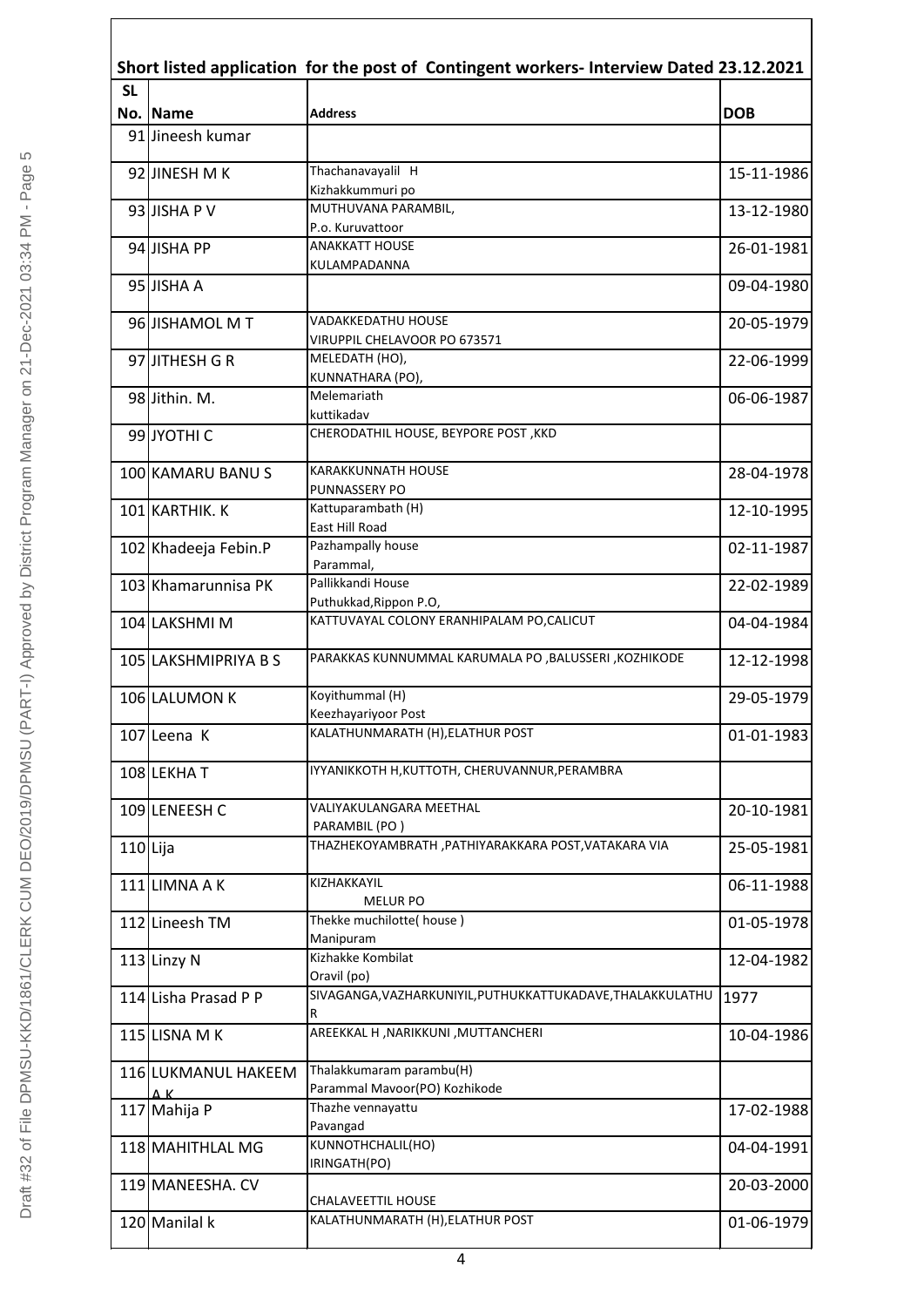## Short listed application for the post of Contingent workers- Interview Dated 23.12.2021

| SL No. | Name | Address | DOB |
|---|---|---|---|
| 91 | Jineesh kumar | | |
| 92 | JINESH M K | Thachanavayalil H Kizhakkummuri po | 15-11-1986 |
| 93 | JISHA P V | MUTHUVANA PARAMBIL, P.o. Kuruvattoor | 13-12-1980 |
| 94 | JISHA PP | ANAKKATT HOUSE KULAMPADANNA | 26-01-1981 |
| 95 | JISHA A | | 09-04-1980 |
| 96 | JISHAMOL M T | VADAKKEDATHU HOUSE VIRUPPIL CHELAVOOR PO 673571 | 20-05-1979 |
| 97 | JITHESH G R | MELEDATH (HO), KUNNATHARA (PO), | 22-06-1999 |
| 98 | Jithin. M. | Melemariath kuttikadav | 06-06-1987 |
| 99 | JYOTHI C | CHERODATHIL HOUSE, BEYPORE POST ,KKD | |
| 100 | KAMARU BANU S | KARAKKUNNATH HOUSE PUNNASSERY PO | 28-04-1978 |
| 101 | KARTHIK. K | Kattuparambath (H) East Hill Road | 12-10-1995 |
| 102 | Khadeeja Febin.P | Pazhampally house Parammal, | 02-11-1987 |
| 103 | Khamarunnisa PK | Pallikkandi House Puthukkad,Rippon P.O, | 22-02-1989 |
| 104 | LAKSHMI M | KATTUVAYAL COLONY ERANHIPALAM PO,CALICUT | 04-04-1984 |
| 105 | LAKSHMIPRIYA B S | PARAKKAS KUNNUMMAL KARUMALA PO ,BALUSSERI ,KOZHIKODE | 12-12-1998 |
| 106 | LALUMON K | Koyithummal (H) Keezhayariyoor Post | 29-05-1979 |
| 107 | Leena K | KALATHUNMARATH (H),ELATHUR POST | 01-01-1983 |
| 108 | LEKHA T | IYYANIKKOTH H,KUTTOTH, CHERUVANNUR,PERAMBRA | |
| 109 | LENEESH C | VALIYAKULANGARA MEETHAL PARAMBIL (PO ) | 20-10-1981 |
| 110 | Lija | THAZHEKOYAMBRATH ,PATHIYARAKKARA POST,VATAKARA VIA | 25-05-1981 |
| 111 | LIMNA A K | KIZHAKKAYIL MELUR PO | 06-11-1988 |
| 112 | Lineesh TM | Thekke muchilotte( house ) Manipuram | 01-05-1978 |
| 113 | Linzy N | Kizhakke Kombilat Oravil (po) | 12-04-1982 |
| 114 | Lisha Prasad P P | SIVAGANGA,VAZHARKUNIYIL,PUTHUKKATTUKADAVE,THALAKKULATHUR | 1977 |
| 115 | LISNA M K | AREEKKAL H ,NARIKKUNI ,MUTTANCHERI | 10-04-1986 |
| 116 | LUKMANUL HAKEEM A K | Thalakkumaram parambu(H) Parammal Mavoor(PO) Kozhikode | |
| 117 | Mahija P | Thazhe vennayattu Pavangad | 17-02-1988 |
| 118 | MAHITHLAL MG | KUNNOTHCHALIL(HO) IRINGATH(PO) | 04-04-1991 |
| 119 | MANEESHA. CV | CHALAVEETTIL HOUSE | 20-03-2000 |
| 120 | Manilal k | KALATHUNMARATH (H),ELATHUR POST | 01-06-1979 |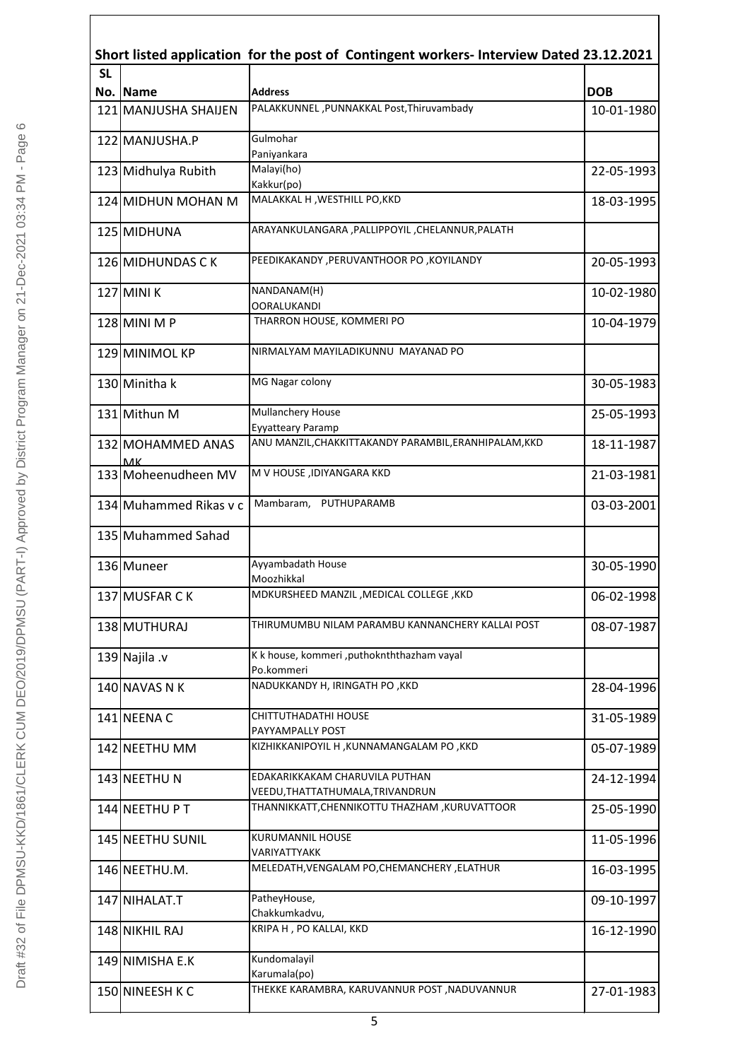**Short listed application for the post of Contingent workers- Interview Dated 23.12.2021**

| SL No. | Name | Address | DOB |
|---|---|---|---|
| 121 | MANJUSHA SHAIJEN | PALAKKUNNEL ,PUNNAKKAL Post,Thiruvambady | 10-01-1980 |
| 122 | MANJUSHA.P | Gulmohar Paniyankara | |
| 123 | Midhulya Rubith | Malayi(ho) Kakkur(po) | 22-05-1993 |
| 124 | MIDHUN MOHAN M | MALAKKAL H ,WESTHILL PO,KKD | 18-03-1995 |
| 125 | MIDHUNA | ARAYANKULANGARA ,PALLIPPOYIL ,CHELANNUR,PALATH | |
| 126 | MIDHUNDAS C K | PEEDIKAKANDY ,PERUVANTHOOR PO ,KOYILANDY | 20-05-1993 |
| 127 | MINI K | NANDANAM(H) OORALUKANDI | 10-02-1980 |
| 128 | MINI M P | THARRON HOUSE, KOMMERI PO | 10-04-1979 |
| 129 | MINIMOL KP | NIRMALYAM MAYILADIKUNNU MAYANAD PO | |
| 130 | Minitha k | MG Nagar colony | 30-05-1983 |
| 131 | Mithun M | Mullanchery House Eyyatteary Paramp | 25-05-1993 |
| 132 | MOHAMMED ANAS MK | ANU MANZIL,CHAKKITTAKANDY PARAMBIL,ERANHIPALAM,KKD | 18-11-1987 |
| 133 | Moheenudheen MV | M V HOUSE ,IDIYANGARA KKD | 21-03-1981 |
| 134 | Muhammed Rikas v c | Mambaram, PUTHUPARAMB | 03-03-2001 |
| 135 | Muhammed Sahad | | |
| 136 | Muneer | Ayyambadath House Moozhikkal | 30-05-1990 |
| 137 | MUSFAR C K | MDKURSHEED MANZIL ,MEDICAL COLLEGE ,KKD | 06-02-1998 |
| 138 | MUTHURAJ | THIRUMUMBU NILAM PARAMBU KANNANCHERY KALLAI POST | 08-07-1987 |
| 139 | Najila .v | K k house, kommeri ,puthoknththazham vayal Po.kommeri | |
| 140 | NAVAS N K | NADUKKANDY H, IRINGATH PO ,KKD | 28-04-1996 |
| 141 | NEENA C | CHITTUTHADATHI HOUSE PAYYAMPALLY POST | 31-05-1989 |
| 142 | NEETHU MM | KIZHIKKANIPOYIL H ,KUNNAMANGALAM PO ,KKD | 05-07-1989 |
| 143 | NEETHU N | EDAKARIKKAKAM CHARUVILA PUTHAN VEEDU,THATTATHUMALA,TRIVANDRUN | 24-12-1994 |
| 144 | NEETHU P T | THANNIKKATT,CHENNIKOTTU THAZHAM ,KURUVATTOOR | 25-05-1990 |
| 145 | NEETHU SUNIL | KURUMANNIL HOUSE VARIYATTYAKK | 11-05-1996 |
| 146 | NEETHU.M. | MELEDATH,VENGALAM PO,CHEMANCHERY ,ELATHUR | 16-03-1995 |
| 147 | NIHALAT.T | PatheyHouse, Chakkumkadvu, | 09-10-1997 |
| 148 | NIKHIL RAJ | KRIPA H , PO KALLAI, KKD | 16-12-1990 |
| 149 | NIMISHA E.K | Kundomalayil Karumala(po) | |
| 150 | NINEESH K C | THEKKE KARAMBRA, KARUVANNUR POST ,NADUVANNUR | 27-01-1983 |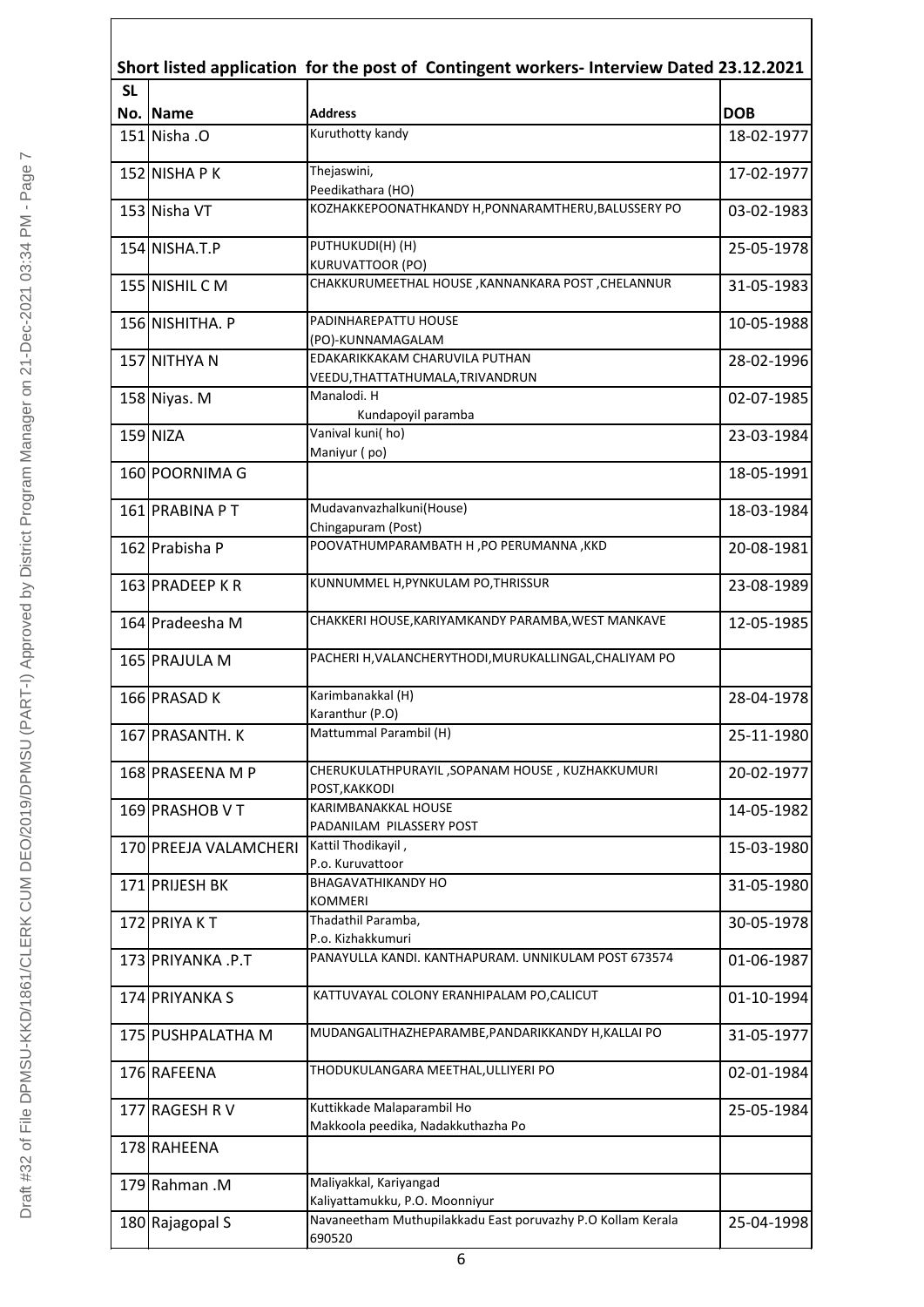## Short listed application for the post of Contingent workers- Interview Dated 23.12.2021

| SL No. | Name | Address | DOB |
|---|---|---|---|
| 151 | Nisha .O | Kuruthotty kandy | 18-02-1977 |
| 152 | NISHA P K | Thejaswini, Peedikathara (HO) | 17-02-1977 |
| 153 | Nisha VT | KOZHAKKEPOONATHKANDY H,PONNARAMTHERU,BALUSSERY PO | 03-02-1983 |
| 154 | NISHA.T.P | PUTHUKUDI(H) (H) KURUVATTOOR (PO) | 25-05-1978 |
| 155 | NISHIL C M | CHAKKURUMEETHAL HOUSE ,KANNANKARA POST ,CHELANNUR | 31-05-1983 |
| 156 | NISHITHA. P | PADINHAREPATTU HOUSE (PO)-KUNNAMAGALAM | 10-05-1988 |
| 157 | NITHYA N | EDAKARIKKAKAM CHARUVILA PUTHAN VEEDU,THATTATHUMALA,TRIVANDRUN | 28-02-1996 |
| 158 | Niyas. M | Manalodi. H Kundapoyil paramba | 02-07-1985 |
| 159 | NIZA | Vanival kuni( ho) Maniyur ( po) | 23-03-1984 |
| 160 | POORNIMA G | | 18-05-1991 |
| 161 | PRABINA P T | Mudavanvazhalkuni(House) Chingapuram (Post) | 18-03-1984 |
| 162 | Prabisha P | POOVATHUMPARAMBATH H ,PO PERUMANNA ,KKD | 20-08-1981 |
| 163 | PRADEEP K R | KUNNUMMEL H,PYNKULAM PO,THRISSUR | 23-08-1989 |
| 164 | Pradeesha M | CHAKKERI HOUSE,KARIYAMKANDY PARAMBA,WEST MANKAVE | 12-05-1985 |
| 165 | PRAJULA M | PACHERI H,VALANCHERYTHODI,MURUKALLINGAL,CHALIYAM PO | |
| 166 | PRASAD K | Karimbanakkal (H) Karanthur (P.O) | 28-04-1978 |
| 167 | PRASANTH. K | Mattummal Parambil (H) | 25-11-1980 |
| 168 | PRASEENA M P | CHERUKULATHPURAYIL ,SOPANAM HOUSE , KUZHAKKUMURI POST,KAKKODI | 20-02-1977 |
| 169 | PRASHOB V T | KARIMBANAKKAL HOUSE PADANILAM PILASSERY POST | 14-05-1982 |
| 170 | PREEJA VALAMCHERI | Kattil Thodikayil , P.o. Kuruvattoor | 15-03-1980 |
| 171 | PRIJESH BK | BHAGAVATHIKANDY HO KOMMERI | 31-05-1980 |
| 172 | PRIYA K T | Thadathil Paramba, P.o. Kizhakkumuri | 30-05-1978 |
| 173 | PRIYANKA .P.T | PANAYULLA KANDI. KANTHAPURAM. UNNIKULAM POST 673574 | 01-06-1987 |
| 174 | PRIYANKA S | KATTUVAYAL COLONY ERANHIPALAM PO,CALICUT | 01-10-1994 |
| 175 | PUSHPALATHA M | MUDANGALITHAZHEPARAMBE,PANDARIKKANDY H,KALLAI PO | 31-05-1977 |
| 176 | RAFEENA | THODUKULANGARA MEETHAL,ULLIYERI PO | 02-01-1984 |
| 177 | RAGESH R V | Kuttikkade Malaparambil Ho Makkoola peedika, Nadakkuthazha Po | 25-05-1984 |
| 178 | RAHEENA | | |
| 179 | Rahman .M | Maliyakkal, Kariyangad Kaliyattamukku, P.O. Moonniyur | |
| 180 | Rajagopal S | Navaneetham Muthupilakkadu East poruvazhy P.O Kollam Kerala 690520 | 25-04-1998 |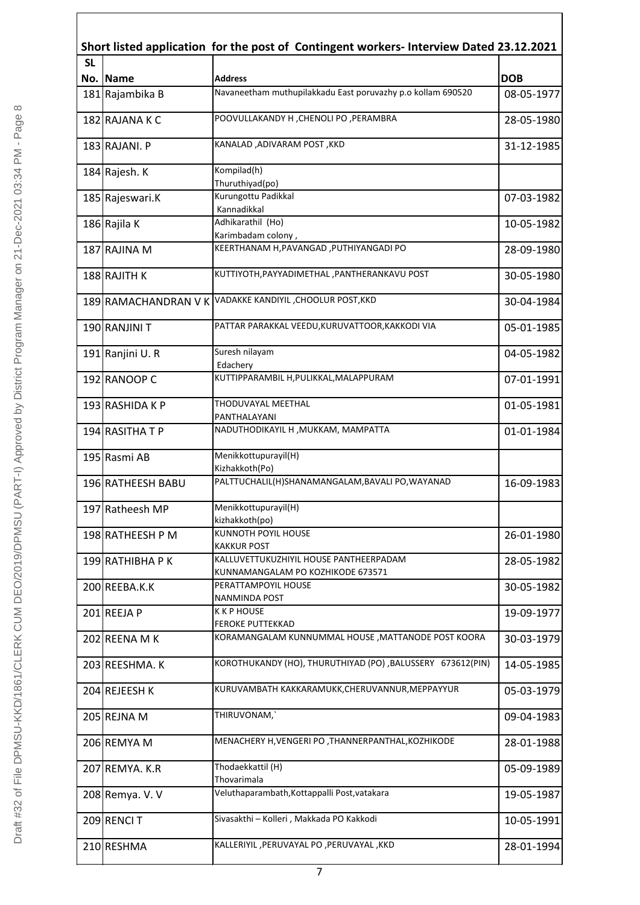**Short listed application for the post of Contingent workers- Interview Dated 23.12.2021**

| SL No. | Name | Address | DOB |
|---|---|---|---|
| 181 | Rajambika B | Navaneetham muthupilakkadu East poruvazhy p.o kollam 690520 | 08-05-1977 |
| 182 | RAJANA K C | POOVULLAKANDY H ,CHENOLI PO ,PERAMBRA | 28-05-1980 |
| 183 | RAJANI. P | KANALAD ,ADIVARAM POST ,KKD | 31-12-1985 |
| 184 | Rajesh. K | Kompilad(h) Thuruthiyad(po) | |
| 185 | Rajeswari.K | Kurungottu Padikkal Kannadikkal | 07-03-1982 |
| 186 | Rajila K | Adhikarathil (Ho) Karimbadam colony , | 10-05-1982 |
| 187 | RAJINA M | KEERTHANAM H,PAVANGAD ,PUTHIYANGADI PO | 28-09-1980 |
| 188 | RAJITH K | KUTTIYOTH,PAYYADIMETHAL ,PANTHERANKAVU POST | 30-05-1980 |
| 189 | RAMACHANDRAN V K | VADAKKE KANDIYIL ,CHOOLUR POST,KKD | 30-04-1984 |
| 190 | RANJINI T | PATTAR PARAKKAL VEEDU,KURUVATTOOR,KAKKODI VIA | 05-01-1985 |
| 191 | Ranjini U. R | Suresh nilayam Edachery | 04-05-1982 |
| 192 | RANOOP C | KUTTIPPARAMBIL H,PULIKKAL,MALAPPURAM | 07-01-1991 |
| 193 | RASHIDA K P | THODUVAYAL MEETHAL PANTHALAYANI | 01-05-1981 |
| 194 | RASITHA T P | NADUTHODIKAYIL H ,MUKKAM, MAMPATTA | 01-01-1984 |
| 195 | Rasmi AB | Menikkottupurayil(H) Kizhakkoth(Po) | |
| 196 | RATHEESH BABU | PALTTUCHALIL(H)SHANAMANGALAM,BAVALI PO,WAYANAD | 16-09-1983 |
| 197 | Ratheesh MP | Menikkottupurayil(H) kizhakkoth(po) | |
| 198 | RATHEESH P M | KUNNOTH POYIL HOUSE KAKKUR POST | 26-01-1980 |
| 199 | RATHIBHA P K | KALLUVETTUKUZHIYIL HOUSE PANTHEERPADAM KUNNAMANGALAM PO KOZHIKODE 673571 | 28-05-1982 |
| 200 | REEBA.K.K | PERATTAMPOYIL HOUSE NANMINDA POST | 30-05-1982 |
| 201 | REEJA P | K K P HOUSE FEROKE PUTTEKKAD | 19-09-1977 |
| 202 | REENA M K | KORAMANGALAM KUNNUMMAL HOUSE ,MATTANODE POST KOORA | 30-03-1979 |
| 203 | REESHMA. K | KOROTHUKANDY (HO), THURUTHIYAD (PO) ,BALUSSERY 673612(PIN) | 14-05-1985 |
| 204 | REJEESH K | KURUVAMBATH KAKKARAMUKK,CHERUVANNUR,MEPPAYYUR | 05-03-1979 |
| 205 | REJNA M | THIRUVONAM,` | 09-04-1983 |
| 206 | REMYA M | MENACHERY H,VENGERI PO ,THANNERPANTHAL,KOZHIKODE | 28-01-1988 |
| 207 | REMYA. K.R | Thodaekkattil (H) Thovarimala | 05-09-1989 |
| 208 | Remya. V. V | Veluthaparambath,Kottappalli Post,vatakara | 19-05-1987 |
| 209 | RENCI T | Sivasakthi – Kolleri , Makkada PO Kakkodi | 10-05-1991 |
| 210 | RESHMA | KALLERIYIL ,PERUVAYAL PO ,PERUVAYAL ,KKD | 28-01-1994 |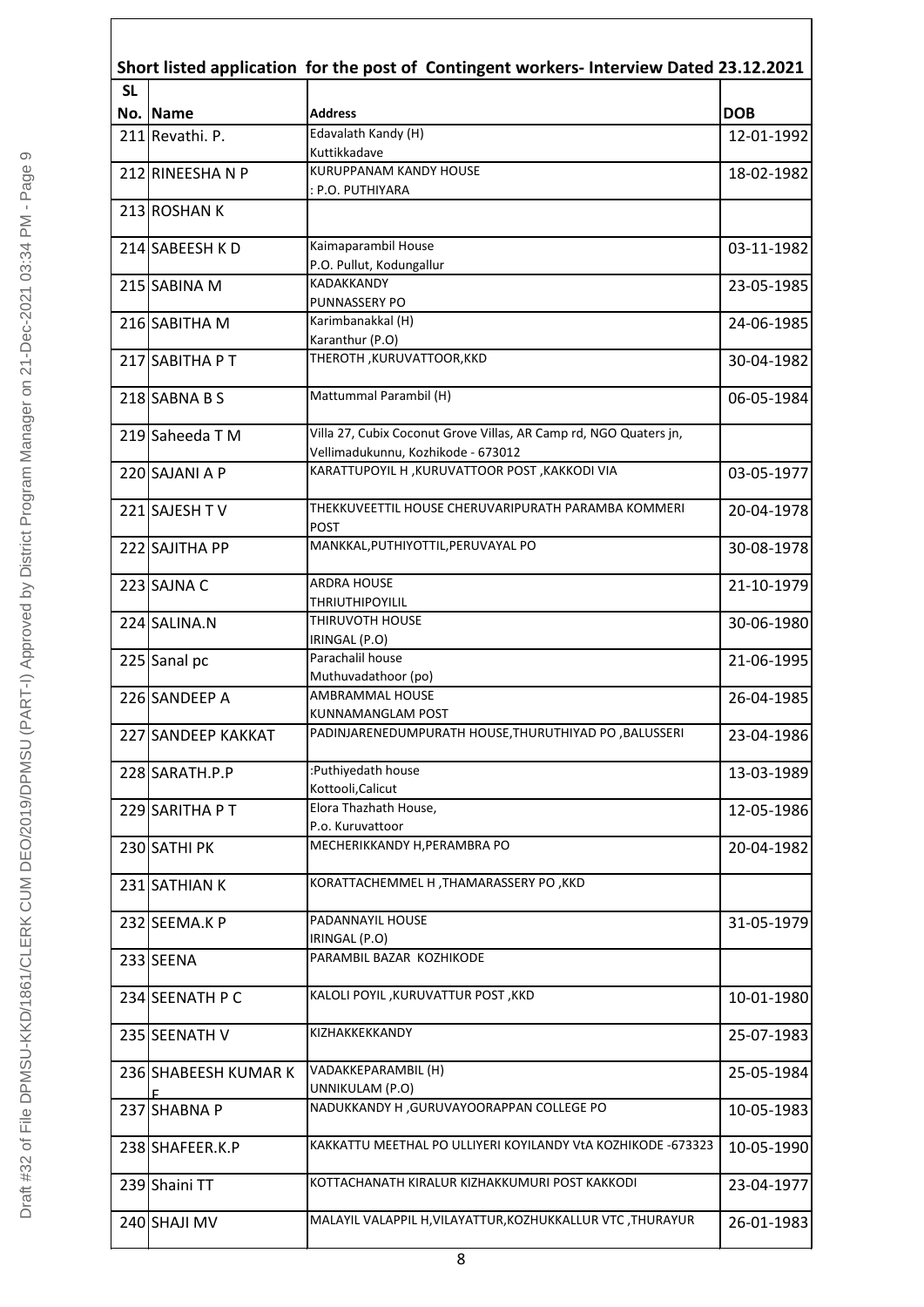## Short listed application for the post of Contingent workers- Interview Dated 23.12.2021

| SL No. | Name | Address | DOB |
|---|---|---|---|
| 211 | Revathi. P. | Edavalath Kandy (H) Kuttikkadave | 12-01-1992 |
| 212 | RINEESHA N P | KURUPPANAM KANDY HOUSE : P.O. PUTHIYARA | 18-02-1982 |
| 213 | ROSHAN K | | |
| 214 | SABEESH K D | Kaimaparambil House P.O. Pullut, Kodungallur | 03-11-1982 |
| 215 | SABINA M | KADAKKANDY PUNNASSERY PO | 23-05-1985 |
| 216 | SABITHA M | Karimbanakkal (H) Karanthur (P.O) | 24-06-1985 |
| 217 | SABITHA P T | THEROTH ,KURUVATTOOR,KKD | 30-04-1982 |
| 218 | SABNA B S | Mattummal Parambil (H) | 06-05-1984 |
| 219 | Saheeda T M | Villa 27, Cubix Coconut Grove Villas, AR Camp rd, NGO Quaters jn, Vellimadukunnu, Kozhikode - 673012 | |
| 220 | SAJANI A P | KARATTUPOYIL H ,KURUVATTOOR POST ,KAKKODI VIA | 03-05-1977 |
| 221 | SAJESH T V | THEKKUVEETTIL HOUSE CHERUVARIPURATH PARAMBA KOMMERI POST | 20-04-1978 |
| 222 | SAJITHA PP | MANKKAL,PUTHIYOTTIL,PERUVAYAL PO | 30-08-1978 |
| 223 | SAJNA C | ARDRA HOUSE THRIUTHIPOYILIL | 21-10-1979 |
| 224 | SALINA.N | THIRUVOTH HOUSE IRINGAL (P.O) | 30-06-1980 |
| 225 | Sanal pc | Parachalil house Muthuvadathoor (po) | 21-06-1995 |
| 226 | SANDEEP A | AMBRAMMAL HOUSE KUNNAMANGLAM POST | 26-04-1985 |
| 227 | SANDEEP KAKKAT | PADINJARENEDUMPURATH HOUSE,THURUTHIYAD PO ,BALUSSERI | 23-04-1986 |
| 228 | SARATH.P.P | :Puthiyedath house Kottooli,Calicut | 13-03-1989 |
| 229 | SARITHA P T | Elora Thazhath House, P.o. Kuruvattoor | 12-05-1986 |
| 230 | SATHI PK | MECHERIKKANDY H,PERAMBRA PO | 20-04-1982 |
| 231 | SATHIAN K | KORATTACHEMMEL H ,THAMARASSERY PO ,KKD | |
| 232 | SEEMA.K P | PADANNAYIL HOUSE IRINGAL (P.O) | 31-05-1979 |
| 233 | SEENA | PARAMBIL BAZAR KOZHIKODE | |
| 234 | SEENATH P C | KALOLI POYIL ,KURUVATTUR POST ,KKD | 10-01-1980 |
| 235 | SEENATH V | KIZHAKKEKKANDY | 25-07-1983 |
| 236 | SHABEESH KUMAR K E | VADAKKEPARAMBIL (H) UNNIKULAM (P.O) | 25-05-1984 |
| 237 | SHABNA P | NADUKKANDY H ,GURUVAYOORAPPAN COLLEGE PO | 10-05-1983 |
| 238 | SHAFEER.K.P | KAKKATTU MEETHAL PO ULLIYERI KOYILANDY VtA KOZHIKODE -673323 | 10-05-1990 |
| 239 | Shaini TT | KOTTACHANATH KIRALUR KIZHAKKUMURI POST KAKKODI | 23-04-1977 |
| 240 | SHAJI MV | MALAYIL VALAPPIL H,VILAYATTUR,KOZHUKKALLUR VTC ,THURAYUR | 26-01-1983 |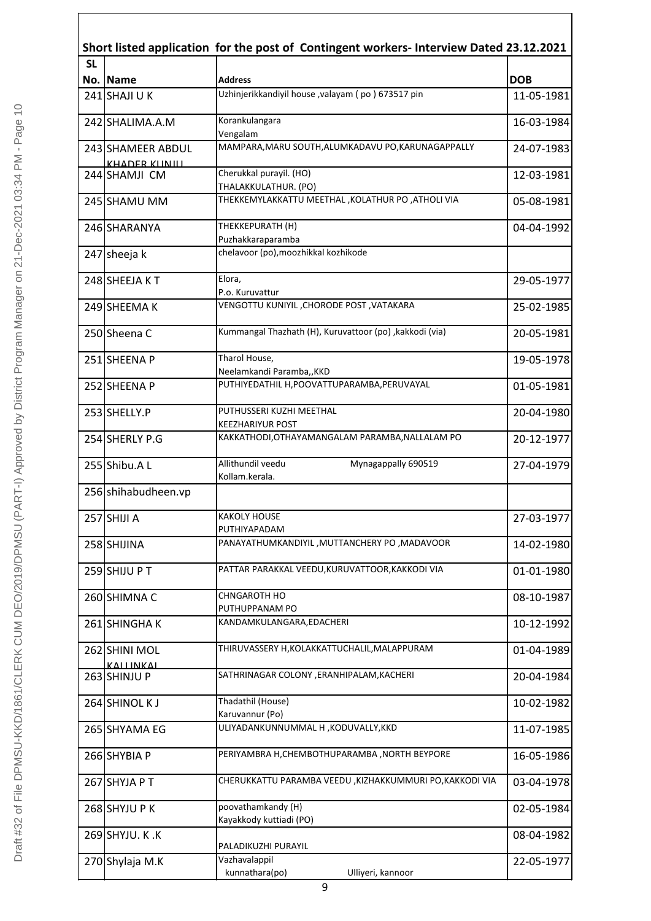## Short listed application for the post of Contingent workers- Interview Dated 23.12.2021

| SL No. | Name | Address | DOB |
|---|---|---|---|
| 241 | SHAJI U K | Uzhinjerikkandiyil house ,valayam ( po ) 673517 pin | 11-05-1981 |
| 242 | SHALIMA.A.M | Korankulangara Vengalam | 16-03-1984 |
| 243 | SHAMEER ABDUL KHADER KUNJU | MAMPARA,MARU SOUTH,ALUMKADAVU PO,KARUNAGAPPALLY | 24-07-1983 |
| 244 | SHAMJI CM | Cherukkal purayil. (HO) THALAKKULATHUR. (PO) | 12-03-1981 |
| 245 | SHAMU MM | THEKKEMYLAKKATTU MEETHAL ,KOLATHUR PO ,ATHOLI VIA | 05-08-1981 |
| 246 | SHARANYA | THEKKEPURATH (H) Puzhakkaraparamba | 04-04-1992 |
| 247 | sheeja k | chelavoor (po),moozhikkal kozhikode | |
| 248 | SHEEJA K T | Elora, P.o. Kuruvattur | 29-05-1977 |
| 249 | SHEEMA K | VENGOTTU KUNIYIL ,CHORODE POST ,VATAKARA | 25-02-1985 |
| 250 | Sheena C | Kummangal Thazhath (H), Kuruvattoor (po) ,kakkodi (via) | 20-05-1981 |
| 251 | SHEENA P | Tharol House, Neelamkandi Paramba,,KKD | 19-05-1978 |
| 252 | SHEENA P | PUTHIYEDATHIL H,POOVATTUPARAMBA,PERUVAYAL | 01-05-1981 |
| 253 | SHELLY.P | PUTHUSSERI KUZHI MEETHAL KEEZHARIYUR POST | 20-04-1980 |
| 254 | SHERLY P.G | KAKKATHODI,OTHAYAMANGALAM PARAMBA,NALLALAM PO | 20-12-1977 |
| 255 | Shibu.A L | Allithundil veedu Mynagappally 690519 Kollam.kerala. | 27-04-1979 |
| 256 | shihabudheen.vp | | |
| 257 | SHIJI A | KAKOLY HOUSE PUTHIYAPADAM | 27-03-1977 |
| 258 | SHIJINA | PANAYATHUMKANDIYIL ,MUTTANCHERY PO ,MADAVOOR | 14-02-1980 |
| 259 | SHIJU P T | PATTAR PARAKKAL VEEDU,KURUVATTOOR,KAKKODI VIA | 01-01-1980 |
| 260 | SHIMNA C | CHNGAROTH HO PUTHUPPANAM PO | 08-10-1987 |
| 261 | SHINGHA K | KANDAMKULANGARA,EDACHERI | 10-12-1992 |
| 262 | SHINI MOL KALLINKAL | THIRUVASSERY H,KOLAKKATTUCHALIL,MALAPPURAM | 01-04-1989 |
| 263 | SHINJU P | SATHRINAGAR COLONY ,ERANHIPALAM,KACHERI | 20-04-1984 |
| 264 | SHINOL K J | Thadathil (House) Karuvannur (Po) | 10-02-1982 |
| 265 | SHYAMA EG | ULIYADANKUNNUMMAL H ,KODUVALLY,KKD | 11-07-1985 |
| 266 | SHYBIA P | PERIYAMBRA H,CHEMBOTHUPARAMBA ,NORTH BEYPORE | 16-05-1986 |
| 267 | SHYJA P T | CHERUKKATTU PARAMBA VEEDU ,KIZHAKKUMMURI PO,KAKKODI VIA | 03-04-1978 |
| 268 | SHYJU P K | poovathamkandy (H) Kayakkody kuttiadi (PO) | 02-05-1984 |
| 269 | SHYJU. K .K | PALADIKUZHI PURAYIL | 08-04-1982 |
| 270 | Shylaja M.K | Vazhavalappil kunnathara(po) Ulliyeri, kannoor | 22-05-1977 |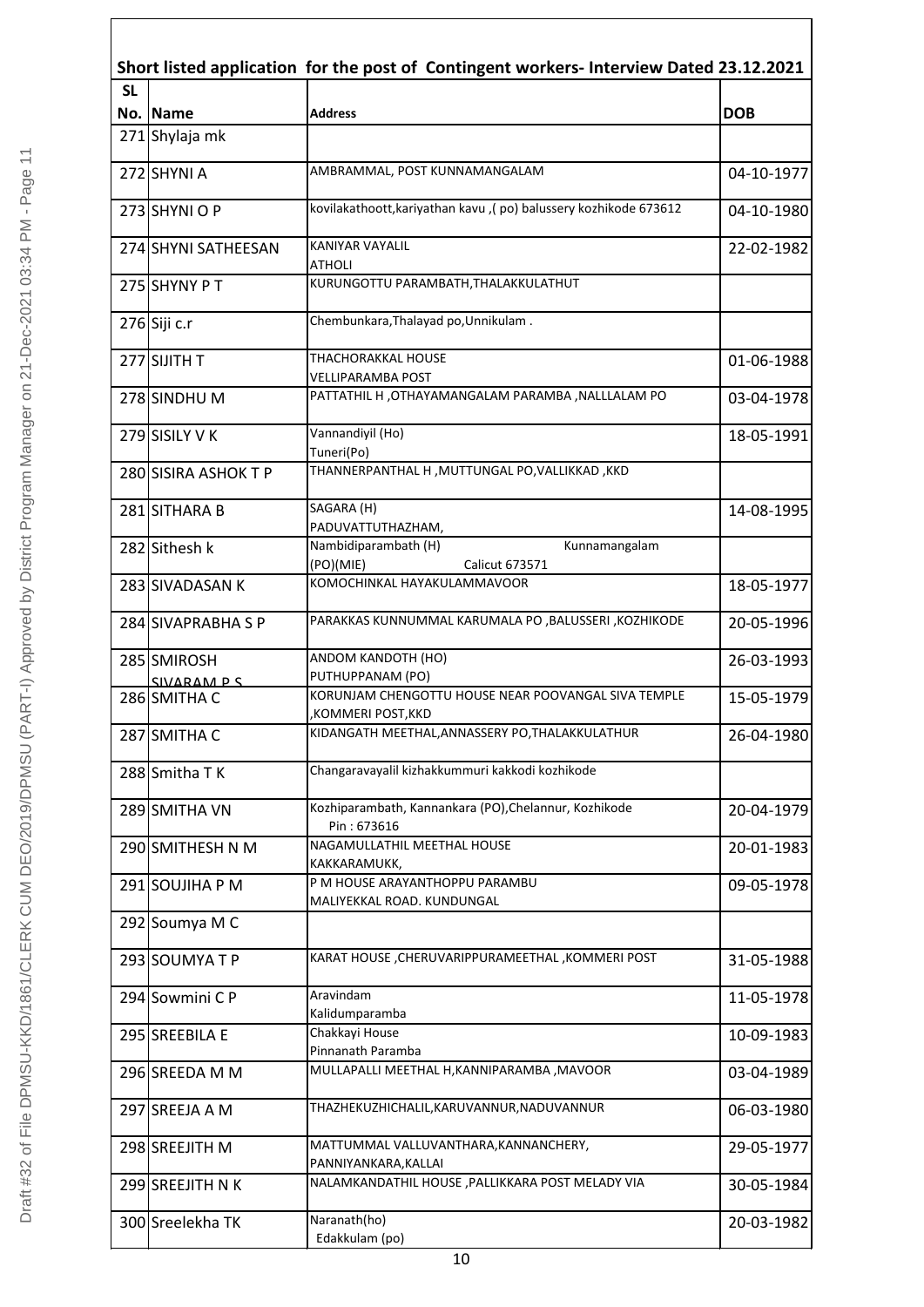## Short listed application for the post of Contingent workers- Interview Dated 23.12.2021

| SL No. | Name | Address | DOB |
|---|---|---|---|
| 271 | Shylaja mk | | |
| 272 | SHYNI A | AMBRAMMAL, POST KUNNAMANGALAM | 04-10-1977 |
| 273 | SHYNI O P | kovilakathoott,kariyathan kavu ,( po) balussery kozhikode 673612 | 04-10-1980 |
| 274 | SHYNI SATHEESAN | KANIYAR VAYALIL ATHOLI | 22-02-1982 |
| 275 | SHYNY P T | KURUNGOTTU PARAMBATH,THALAKKULATHUT | |
| 276 | Siji c.r | Chembunkara,Thalayad po,Unnikulam . | |
| 277 | SIJITH T | THACHORAKKAL HOUSE VELLIPARAMBA POST | 01-06-1988 |
| 278 | SINDHU M | PATTATHIL H ,OTHAYAMANGALAM PARAMBA ,NALLLALAM PO | 03-04-1978 |
| 279 | SISILY V K | Vannandiyil (Ho) Tuneri(Po) | 18-05-1991 |
| 280 | SISIRA ASHOK T P | THANNERPANTHAL H ,MUTTUNGAL PO,VALLIKKAD ,KKD | |
| 281 | SITHARA B | SAGARA (H) PADUVATTUTHAZHAM, | 14-08-1995 |
| 282 | Sithesh k | Nambidiparambath (H) Kunnamangalam (PO)(MIE) Calicut 673571 | |
| 283 | SIVADASAN K | KOMOCHINKAL HAYAKULAMMAVOOR | 18-05-1977 |
| 284 | SIVAPRABHA S P | PARAKKAS KUNNUMMAL KARUMALA PO ,BALUSSERI ,KOZHIKODE | 20-05-1996 |
| 285 | SMIROSH SIVARAM P S | ANDOM KANDOTH (HO) PUTHUPPANAM (PO) | 26-03-1993 |
| 286 | SMITHA C | KORUNJAM CHENGOTTU HOUSE NEAR POOVANGAL SIVA TEMPLE ,KOMMERI POST,KKD | 15-05-1979 |
| 287 | SMITHA C | KIDANGATH MEETHAL,ANNASSERY PO,THALAKKULATHUR | 26-04-1980 |
| 288 | Smitha T K | Changaravayalil kizhakkummuri kakkodi kozhikode | |
| 289 | SMITHA VN | Kozhiparambath, Kannankara (PO),Chelannur, Kozhikode Pin : 673616 | 20-04-1979 |
| 290 | SMITHESH N M | NAGAMULLATHIL MEETHAL HOUSE KAKKARAMUKK, | 20-01-1983 |
| 291 | SOUJIHA P M | P M HOUSE ARAYANTHOPPU PARAMBU MALIYEKKAL ROAD. KUNDUNGAL | 09-05-1978 |
| 292 | Soumya M C | | |
| 293 | SOUMYA T P | KARAT HOUSE ,CHERUVARIPPURAMEETHAL ,KOMMERI POST | 31-05-1988 |
| 294 | Sowmini C P | Aravindam Kalidumparamba | 11-05-1978 |
| 295 | SREEBILA E | Chakkayi House Pinnanath Paramba | 10-09-1983 |
| 296 | SREEDA M M | MULLAPALLI MEETHAL H,KANNIPARAMBA ,MAVOOR | 03-04-1989 |
| 297 | SREEJA A M | THAZHEKUZHICHALIL,KARUVANNUR,NADUVANNUR | 06-03-1980 |
| 298 | SREEJITH M | MATTUMMAL VALLUVANTHARA,KANNANCHERY, PANNIYANKARA,KALLAI | 29-05-1977 |
| 299 | SREEJITH N K | NALAMKANDATHIL HOUSE ,PALLIKKARA POST MELADY VIA | 30-05-1984 |
| 300 | Sreelekha TK | Naranath(ho) Edakkulam (po) | 20-03-1982 |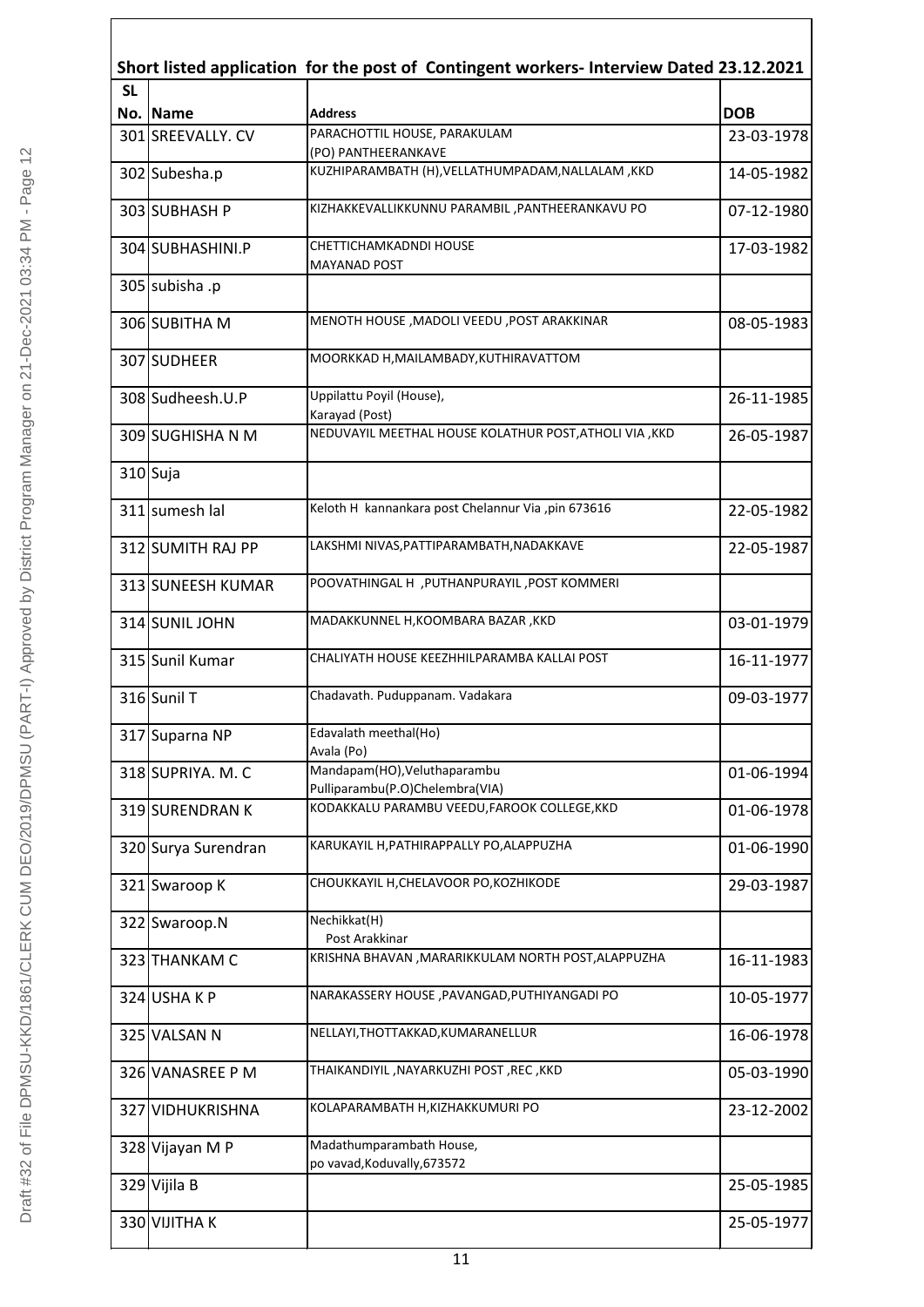## Short listed application for the post of Contingent workers- Interview Dated 23.12.2021

| SL No. | Name | Address | DOB |
|---|---|---|---|
| 301 | SREEVALLY. CV | PARACHOTTIL HOUSE, PARAKULAM (PO) PANTHEERANKAVE | 23-03-1978 |
| 302 | Subesha.p | KUZHIPARAMBATH (H),VELLATHUMPADAM,NALLALAM ,KKD | 14-05-1982 |
| 303 | SUBHASH P | KIZHAKKEVALLIKKUNNU PARAMBIL ,PANTHEERANKAVU PO | 07-12-1980 |
| 304 | SUBHASHINI.P | CHETTICHAMKADNDI HOUSE MAYANAD POST | 17-03-1982 |
| 305 | subisha .p | | |
| 306 | SUBITHA M | MENOTH HOUSE ,MADOLI VEEDU ,POST ARAKKINAR | 08-05-1983 |
| 307 | SUDHEER | MOORKKAD H,MAILAMBADY,KUTHIRAVATTOM | |
| 308 | Sudheesh.U.P | Uppilattu Poyil (House), Karayad (Post) | 26-11-1985 |
| 309 | SUGHISHA N M | NEDUVAYIL MEETHAL HOUSE KOLATHUR POST,ATHOLI VIA ,KKD | 26-05-1987 |
| 310 | Suja | | |
| 311 | sumesh lal | Keloth H kannankara post Chelannur Via ,pin 673616 | 22-05-1982 |
| 312 | SUMITH RAJ PP | LAKSHMI NIVAS,PATTIPARAMBATH,NADAKKAVE | 22-05-1987 |
| 313 | SUNEESH KUMAR | POOVATHINGAL H ,PUTHANPURAYIL ,POST KOMMERI | |
| 314 | SUNIL JOHN | MADAKKUNNEL H,KOOMBARA BAZAR ,KKD | 03-01-1979 |
| 315 | Sunil Kumar | CHALIYATH HOUSE KEEZHHILPARAMBA KALLAI POST | 16-11-1977 |
| 316 | Sunil T | Chadavath. Puduppanam. Vadakara | 09-03-1977 |
| 317 | Suparna NP | Edavalath meethal(Ho) Avala (Po) | |
| 318 | SUPRIYA. M. C | Mandapam(HO),Veluthaparambu Pulliparambu(P.O)Chelembra(VIA) | 01-06-1994 |
| 319 | SURENDRAN K | KODAKKALU PARAMBU VEEDU,FAROOK COLLEGE,KKD | 01-06-1978 |
| 320 | Surya Surendran | KARUKAYIL H,PATHIRAPPALLY PO,ALAPPUZHA | 01-06-1990 |
| 321 | Swaroop K | CHOUKKAYIL H,CHELAVOOR PO,KOZHIKODE | 29-03-1987 |
| 322 | Swaroop.N | Nechikkat(H) Post Arakkinar | |
| 323 | THANKAM C | KRISHNA BHAVAN ,MARARIKKULAM NORTH POST,ALAPPUZHA | 16-11-1983 |
| 324 | USHA K P | NARAKASSERY HOUSE ,PAVANGAD,PUTHIYANGADI PO | 10-05-1977 |
| 325 | VALSAN N | NELLAYI,THOTTAKKAD,KUMARANELLUR | 16-06-1978 |
| 326 | VANASREE P M | THAIKANDIYIL ,NAYARKUZHI POST ,REC ,KKD | 05-03-1990 |
| 327 | VIDHUKRISHNA | KOLAPARAMBATH H,KIZHAKKUMURI PO | 23-12-2002 |
| 328 | Vijayan M P | Madathumparambath House, po vavad,Koduvally,673572 | |
| 329 | Vijila B | | 25-05-1985 |
| 330 | VIJITHA K | | 25-05-1977 |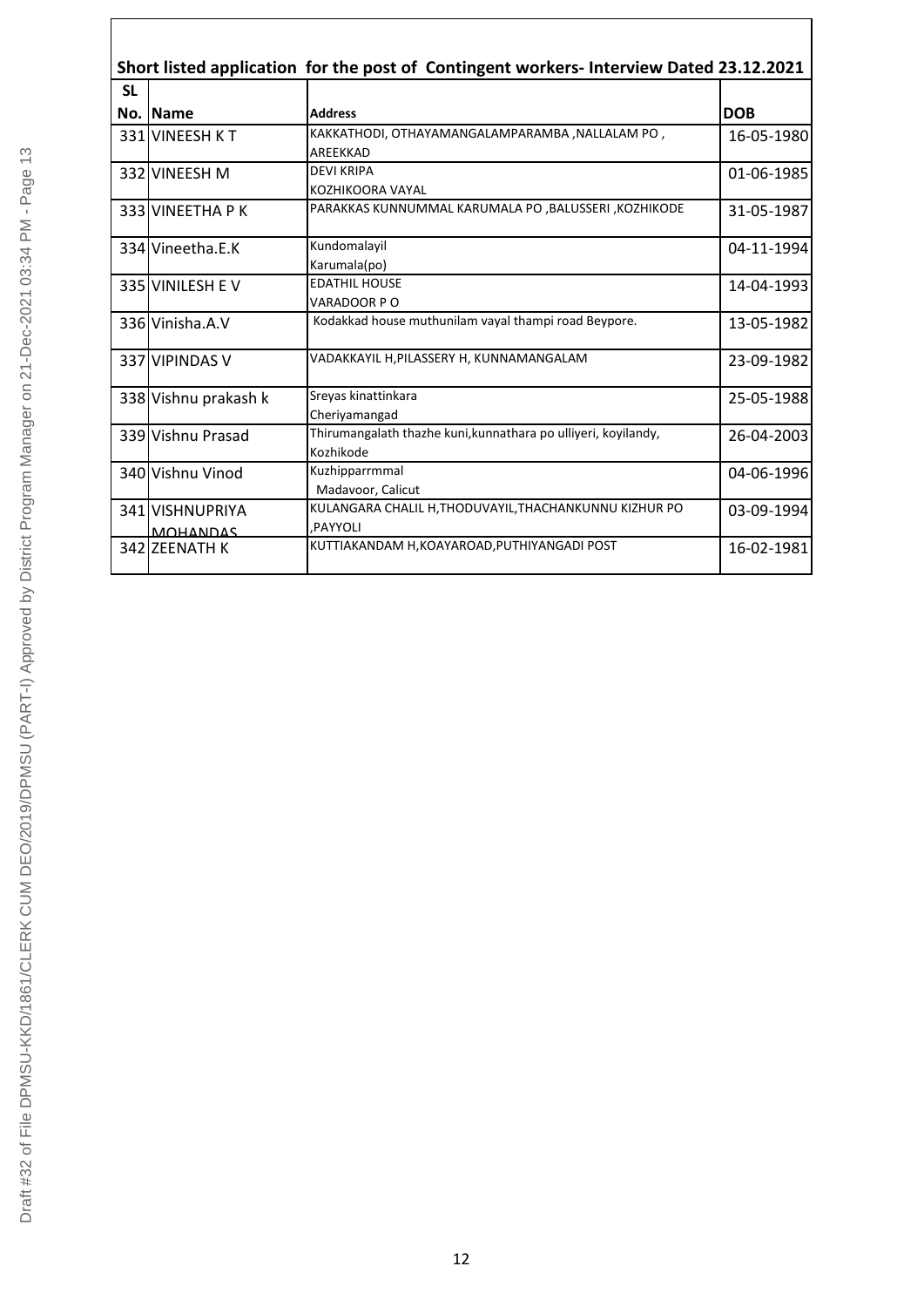**Short listed application for the post of Contingent workers- Interview Dated 23.12.2021**

| SL No. | Name | Address | DOB |
|---|---|---|---|
| 331 | VINEESH K T | KAKKATHODI, OTHAYAMANGALAMPARAMBA ,NALLALAM PO , AREEKKAD | 16-05-1980 |
| 332 | VINEESH M | DEVI KRIPA KOZHIKOORA VAYAL | 01-06-1985 |
| 333 | VINEETHA P K | PARAKKAS KUNNUMMAL KARUMALA PO ,BALUSSERI ,KOZHIKODE | 31-05-1987 |
| 334 | Vineetha.E.K | Kundomalayil Karumala(po) | 04-11-1994 |
| 335 | VINILESH E V | EDATHIL HOUSE VARADOOR P O | 14-04-1993 |
| 336 | Vinisha.A.V | Kodakkad house muthunilam vayal thampi road Beypore. | 13-05-1982 |
| 337 | VIPINDAS V | VADAKKAYIL H,PILASSERY H, KUNNAMANGALAM | 23-09-1982 |
| 338 | Vishnu prakash k | Sreyas kinattinkara Cheriyamangad | 25-05-1988 |
| 339 | Vishnu Prasad | Thirumangalath thazhe kuni,kunnathara po ulliyeri, koyilandy, Kozhikode | 26-04-2003 |
| 340 | Vishnu Vinod | Kuzhipparrmmal Madavoor, Calicut | 04-06-1996 |
| 341 | VISHNUPRIYA MOHANDAS | KULANGARA CHALIL H,THODUVAYIL,THACHANKUNNU KIZHUR PO ,PAYYOLI | 03-09-1994 |
| 342 | ZEENATH K | KUTTIAKANDAM H,KOAYAROAD,PUTHIYANGADI POST | 16-02-1981 |